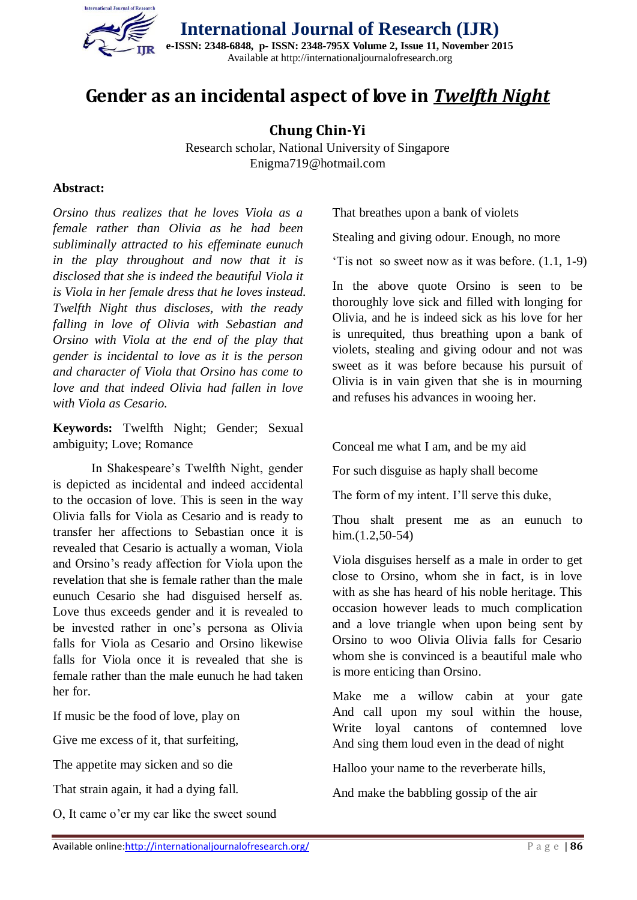# Gender as an incidental aspect of love in *Twelfth Night*

**Chung Chin-Yi**

Research scholar, National University of Singapore
Enigma719@hotmail.com

**Abstract:**

*Orsino thus realizes that he loves Viola as a female rather than Olivia as he had been subliminally attracted to his effeminate eunuch in the play throughout and now that it is disclosed that she is indeed the beautiful Viola it is Viola in her female dress that he loves instead. Twelfth Night thus discloses, with the ready falling in love of Olivia with Sebastian and Orsino with Viola at the end of the play that gender is incidental to love as it is the person and character of Viola that Orsino has come to love and that indeed Olivia had fallen in love with Viola as Cesario.*

**Keywords:** Twelfth Night; Gender; Sexual ambiguity; Love; Romance

In Shakespeare's Twelfth Night, gender is depicted as incidental and indeed accidental to the occasion of love. This is seen in the way Olivia falls for Viola as Cesario and is ready to transfer her affections to Sebastian once it is revealed that Cesario is actually a woman, Viola and Orsino's ready affection for Viola upon the revelation that she is female rather than the male eunuch Cesario she had disguised herself as. Love thus exceeds gender and it is revealed to be invested rather in one's persona as Olivia falls for Viola as Cesario and Orsino likewise falls for Viola once it is revealed that she is female rather than the male eunuch he had taken her for.

If music be the food of love, play on

Give me excess of it, that surfeiting,

The appetite may sicken and so die

That strain again, it had a dying fall.

O, It came o'er my ear like the sweet sound

That breathes upon a bank of violets

Stealing and giving odour. Enough, no more

'Tis not so sweet now as it was before. (1.1, 1-9)

In the above quote Orsino is seen to be thoroughly love sick and filled with longing for Olivia, and he is indeed sick as his love for her is unrequited, thus breathing upon a bank of violets, stealing and giving odour and not was sweet as it was before because his pursuit of Olivia is in vain given that she is in mourning and refuses his advances in wooing her.

Conceal me what I am, and be my aid

For such disguise as haply shall become

The form of my intent. I'll serve this duke,

Thou shalt present me as an eunuch to him.(1.2,50-54)

Viola disguises herself as a male in order to get close to Orsino, whom she in fact, is in love with as she has heard of his noble heritage. This occasion however leads to much complication and a love triangle when upon being sent by Orsino to woo Olivia Olivia falls for Cesario whom she is convinced is a beautiful male who is more enticing than Orsino.

Make me a willow cabin at your gate
And call upon my soul within the house,
Write loyal cantons of contemned love
And sing them loud even in the dead of night

Halloo your name to the reverberate hills,

And make the babbling gossip of the air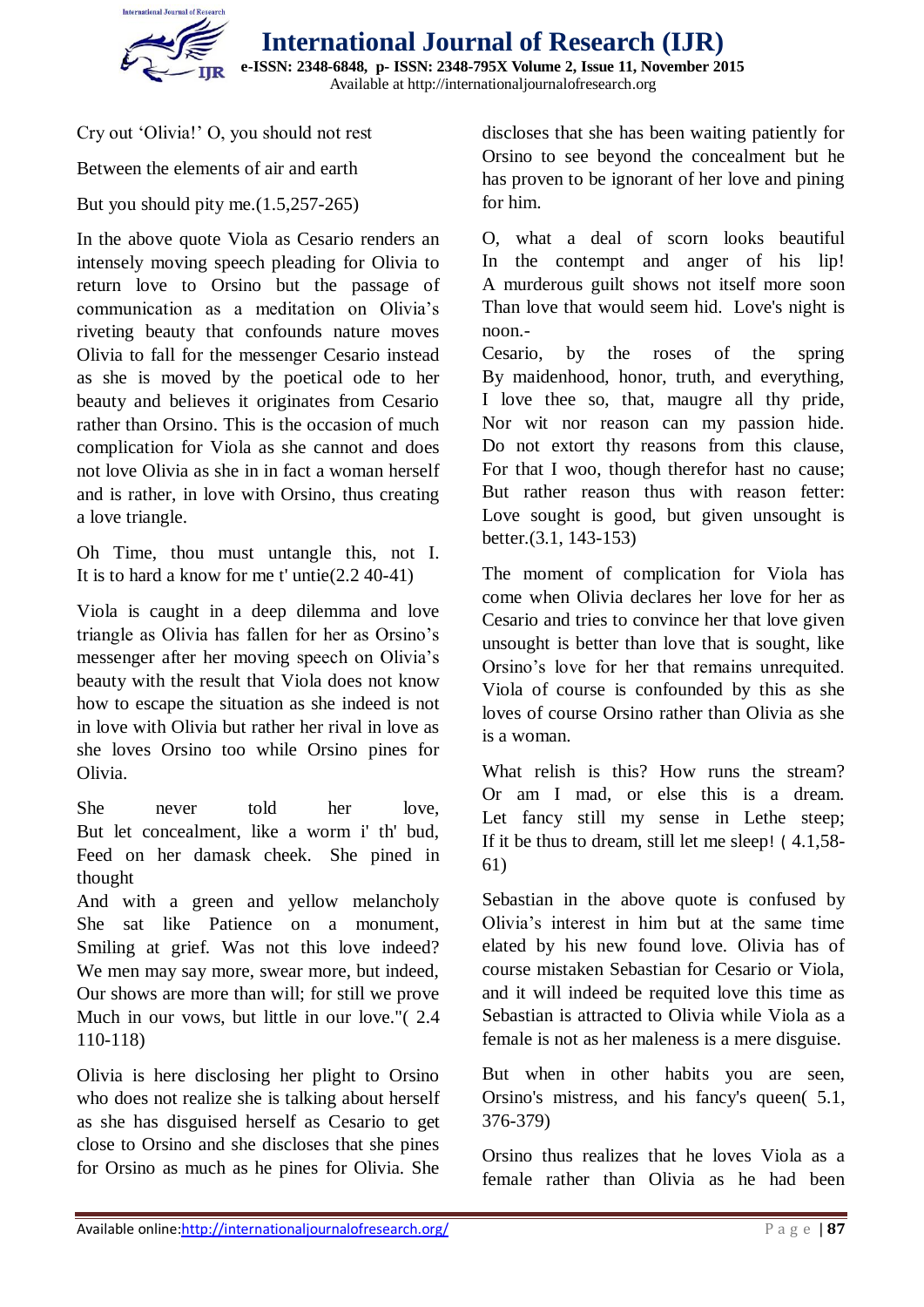Cry out 'Olivia!' O, you should not rest

Between the elements of air and earth

But you should pity me.(1.5,257-265)

In the above quote Viola as Cesario renders an intensely moving speech pleading for Olivia to return love to Orsino but the passage of communication as a meditation on Olivia's riveting beauty that confounds nature moves Olivia to fall for the messenger Cesario instead as she is moved by the poetical ode to her beauty and believes it originates from Cesario rather than Orsino. This is the occasion of much complication for Viola as she cannot and does not love Olivia as she in in fact a woman herself and is rather, in love with Orsino, thus creating a love triangle.

Oh Time, thou must untangle this, not I.
It is to hard a know for me t' untie(2.2 40-41)

Viola is caught in a deep dilemma and love triangle as Olivia has fallen for her as Orsino's messenger after her moving speech on Olivia's beauty with the result that Viola does not know how to escape the situation as she indeed is not in love with Olivia but rather her rival in love as she loves Orsino too while Orsino pines for Olivia.

She never told her love,
But let concealment, like a worm i' th' bud,
Feed on her damask cheek. She pined in thought
And with a green and yellow melancholy
She sat like Patience on a monument,
Smiling at grief. Was not this love indeed?
We men may say more, swear more, but indeed,
Our shows are more than will; for still we prove
Much in our vows, but little in our love."( 2.4 110-118)

Olivia is here disclosing her plight to Orsino who does not realize she is talking about herself as she has disguised herself as Cesario to get close to Orsino and she discloses that she pines for Orsino as much as he pines for Olivia. She discloses that she has been waiting patiently for Orsino to see beyond the concealment but he has proven to be ignorant of her love and pining for him.

O, what a deal of scorn looks beautiful
In the contempt and anger of his lip!
A murderous guilt shows not itself more soon
Than love that would seem hid. Love's night is noon.-
Cesario, by the roses of the spring
By maidenhood, honor, truth, and everything,
I love thee so, that, maugre all thy pride,
Nor wit nor reason can my passion hide.
Do not extort thy reasons from this clause,
For that I woo, though therefor hast no cause;
But rather reason thus with reason fetter:
Love sought is good, but given unsought is better.(3.1, 143-153)

The moment of complication for Viola has come when Olivia declares her love for her as Cesario and tries to convince her that love given unsought is better than love that is sought, like Orsino's love for her that remains unrequited. Viola of course is confounded by this as she loves of course Orsino rather than Olivia as she is a woman.

What relish is this? How runs the stream?
Or am I mad, or else this is a dream.
Let fancy still my sense in Lethe steep;
If it be thus to dream, still let me sleep! ( 4.1,58-61)

Sebastian in the above quote is confused by Olivia's interest in him but at the same time elated by his new found love. Olivia has of course mistaken Sebastian for Cesario or Viola, and it will indeed be requited love this time as Sebastian is attracted to Olivia while Viola as a female is not as her maleness is a mere disguise.

But when in other habits you are seen,
Orsino's mistress, and his fancy's queen( 5.1, 376-379)

Orsino thus realizes that he loves Viola as a female rather than Olivia as he had been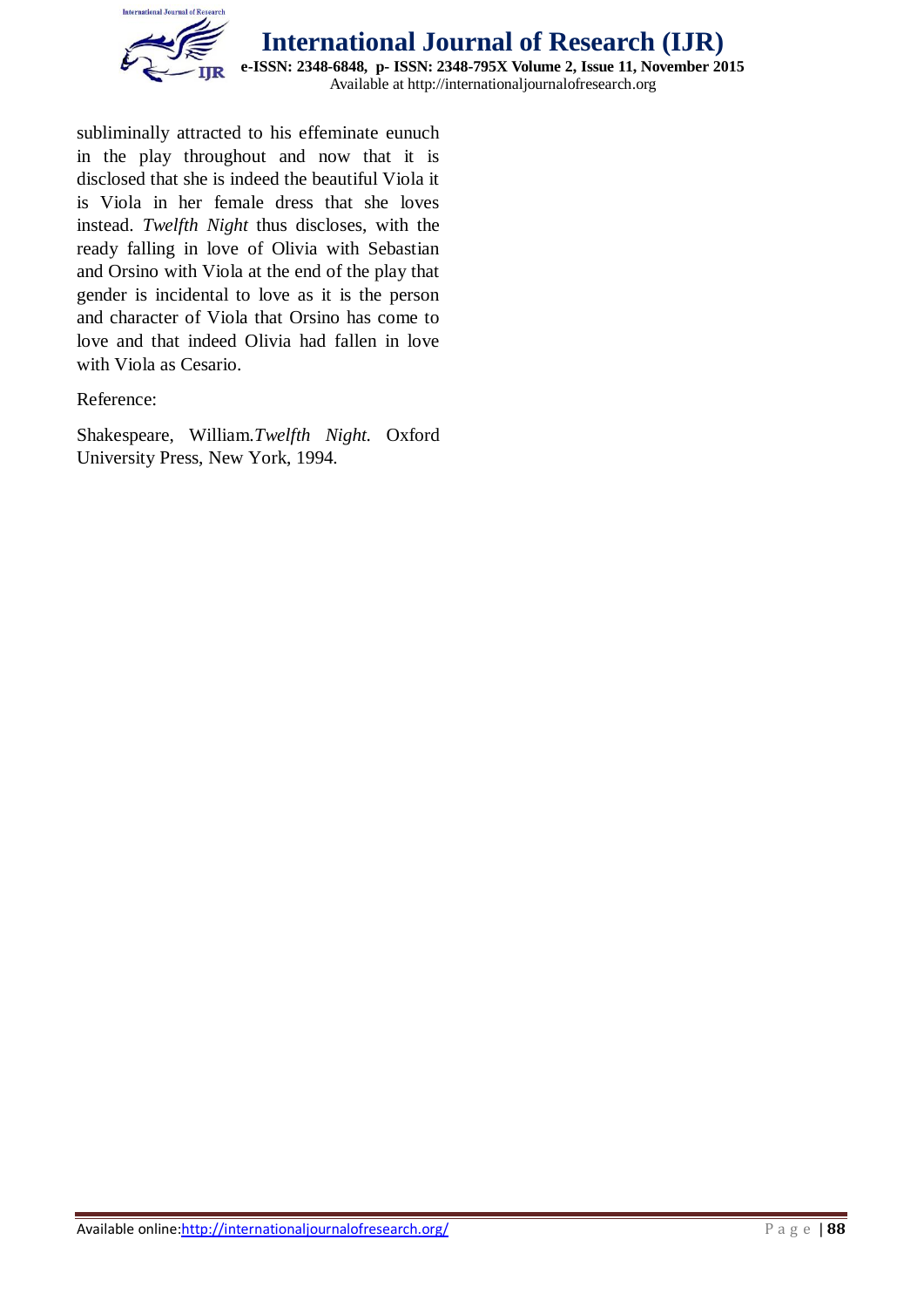subliminally attracted to his effeminate eunuch in the play throughout and now that it is disclosed that she is indeed the beautiful Viola it is Viola in her female dress that she loves instead. *Twelfth Night* thus discloses, with the ready falling in love of Olivia with Sebastian and Orsino with Viola at the end of the play that gender is incidental to love as it is the person and character of Viola that Orsino has come to love and that indeed Olivia had fallen in love with Viola as Cesario.

Reference:

Shakespeare, William.*Twelfth Night.* Oxford University Press, New York, 1994.